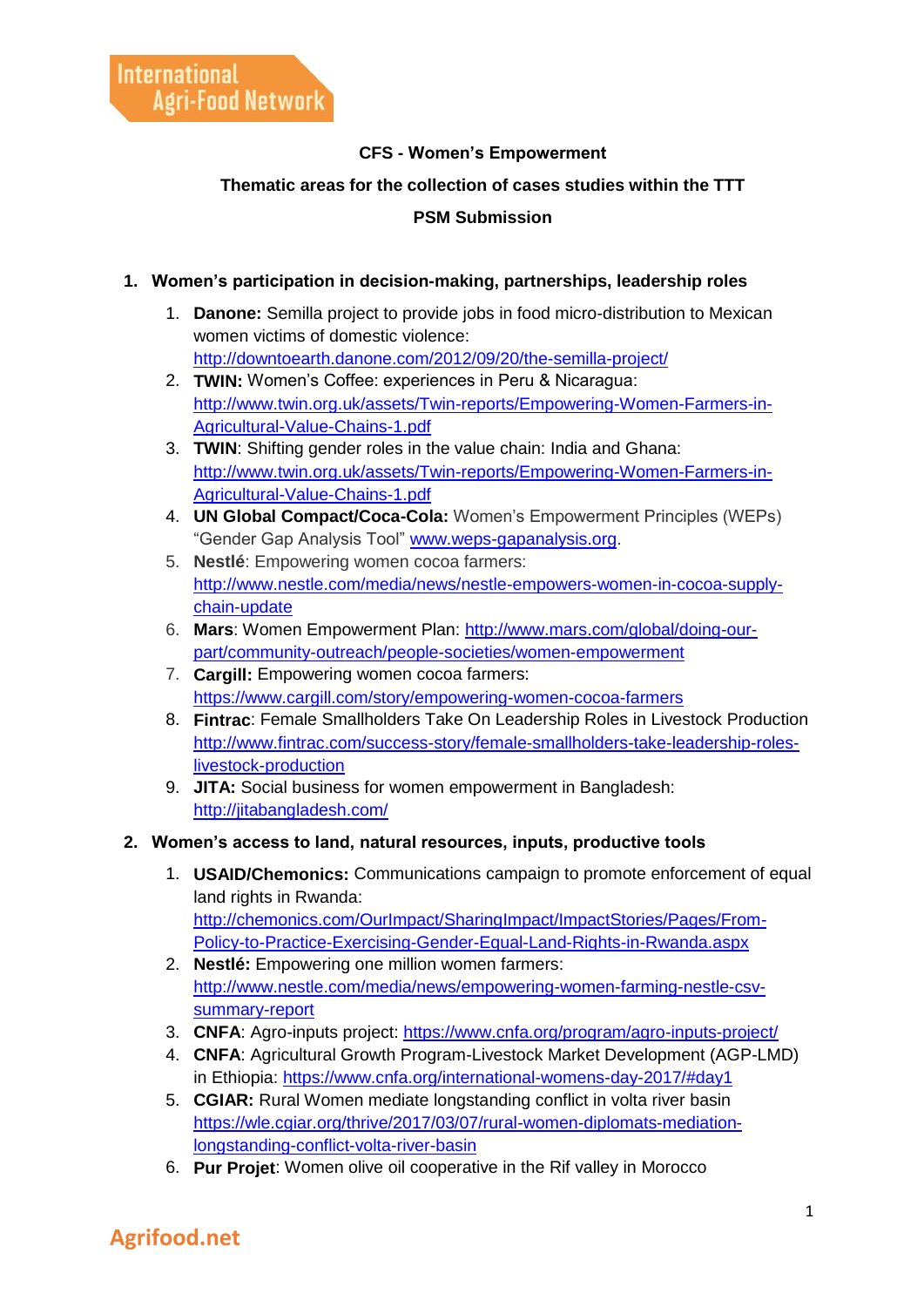**CFS - Women's Empowerment**

**Thematic areas for the collection of cases studies within the TTT**

**PSM Submission**

1. **Women's participation in decision-making, partnerships, leadership roles**
    1. **Danone:** Semilla project to provide jobs in food micro-distribution to Mexican women victims of domestic violence: http://downtoearth.danone.com/2012/09/20/the-semilla-project/
    2. **TWIN:** Women's Coffee: experiences in Peru & Nicaragua: http://www.twin.org.uk/assets/Twin-reports/Empowering-Women-Farmers-in-Agricultural-Value-Chains-1.pdf
    3. **TWIN**: Shifting gender roles in the value chain: India and Ghana: http://www.twin.org.uk/assets/Twin-reports/Empowering-Women-Farmers-in-Agricultural-Value-Chains-1.pdf
    4. **UN Global Compact/Coca-Cola:** Women's Empowerment Principles (WEPs) "Gender Gap Analysis Tool" www.weps-gapanalysis.org.
    5. **Nestlé**: Empowering women cocoa farmers: http://www.nestle.com/media/news/nestle-empowers-women-in-cocoa-supply-chain-update
    6. **Mars**: Women Empowerment Plan: http://www.mars.com/global/doing-our-part/community-outreach/people-societies/women-empowerment
    7. **Cargill:** Empowering women cocoa farmers: https://www.cargill.com/story/empowering-women-cocoa-farmers
    8. **Fintrac**: Female Smallholders Take On Leadership Roles in Livestock Production http://www.fintrac.com/success-story/female-smallholders-take-leadership-roles-livestock-production
    9. **JITA:** Social business for women empowerment in Bangladesh: http://jitabangladesh.com/

2. **Women's access to land, natural resources, inputs, productive tools**
    1. **USAID/Chemonics:** Communications campaign to promote enforcement of equal land rights in Rwanda: http://chemonics.com/OurImpact/SharingImpact/ImpactStories/Pages/From-Policy-to-Practice-Exercising-Gender-Equal-Land-Rights-in-Rwanda.aspx
    2. **Nestlé:** Empowering one million women farmers: http://www.nestle.com/media/news/empowering-women-farming-nestle-csv-summary-report
    3. **CNFA**: Agro-inputs project: https://www.cnfa.org/program/agro-inputs-project/
    4. **CNFA**: Agricultural Growth Program-Livestock Market Development (AGP-LMD) in Ethiopia: https://www.cnfa.org/international-womens-day-2017/#day1
    5. **CGIAR:** Rural Women mediate longstanding conflict in volta river basin https://wle.cgiar.org/thrive/2017/03/07/rural-women-diplomats-mediation-longstanding-conflict-volta-river-basin
    6. **Pur Projet**: Women olive oil cooperative in the Rif valley in Morocco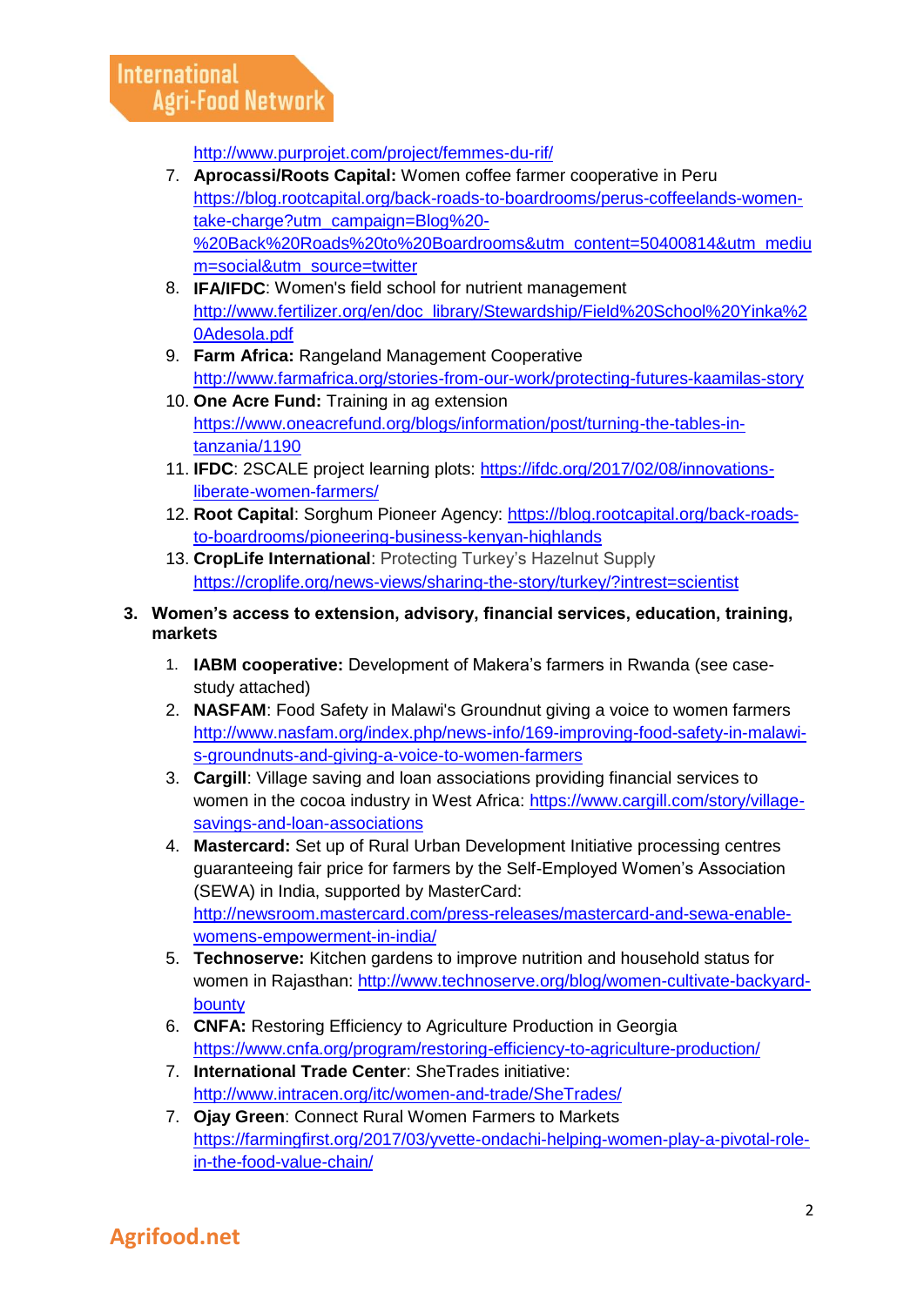http://www.purprojet.com/project/femmes-du-rif/

7. **Aprocassi/Roots Capital:** Women coffee farmer cooperative in Peru https://blog.rootcapital.org/back-roads-to-boardrooms/perus-coffeelands-women-take-charge?utm_campaign=Blog%20-%20Back%20Roads%20to%20Boardrooms&utm_content=50400814&utm_medium=social&utm_source=twitter
8. **IFA/IFDC**: Women's field school for nutrient management http://www.fertilizer.org/en/doc_library/Stewardship/Field%20School%20Yinka%20Adesola.pdf
9. **Farm Africa:** Rangeland Management Cooperative http://www.farmafrica.org/stories-from-our-work/protecting-futures-kaamilas-story
10. **One Acre Fund:** Training in ag extension https://www.oneacrefund.org/blogs/information/post/turning-the-tables-in-tanzania/1190
11. **IFDC**: 2SCALE project learning plots: https://ifdc.org/2017/02/08/innovations-liberate-women-farmers/
12. **Root Capital**: Sorghum Pioneer Agency: https://blog.rootcapital.org/back-roads-to-boardrooms/pioneering-business-kenyan-highlands
13. **CropLife International**: Protecting Turkey's Hazelnut Supply https://croplife.org/news-views/sharing-the-story/turkey/?intrest=scientist

3. **Women's access to extension, advisory, financial services, education, training, markets**

1. **IABM cooperative:** Development of Makera's farmers in Rwanda (see case-study attached)
2. **NASFAM**: Food Safety in Malawi's Groundnut giving a voice to women farmers http://www.nasfam.org/index.php/news-info/169-improving-food-safety-in-malawi-s-groundnuts-and-giving-a-voice-to-women-farmers
3. **Cargill**: Village saving and loan associations providing financial services to women in the cocoa industry in West Africa: https://www.cargill.com/story/village-savings-and-loan-associations
4. **Mastercard:** Set up of Rural Urban Development Initiative processing centres guaranteeing fair price for farmers by the Self-Employed Women's Association (SEWA) in India, supported by MasterCard: http://newsroom.mastercard.com/press-releases/mastercard-and-sewa-enable-womens-empowerment-in-india/
5. **Technoserve:** Kitchen gardens to improve nutrition and household status for women in Rajasthan: http://www.technoserve.org/blog/women-cultivate-backyard-bounty
6. **CNFA:** Restoring Efficiency to Agriculture Production in Georgia https://www.cnfa.org/program/restoring-efficiency-to-agriculture-production/
7. **International Trade Center**: SheTrades initiative: http://www.intracen.org/itc/women-and-trade/SheTrades/
7. **Ojay Green**: Connect Rural Women Farmers to Markets https://farmingfirst.org/2017/03/yvette-ondachi-helping-women-play-a-pivotal-role-in-the-food-value-chain/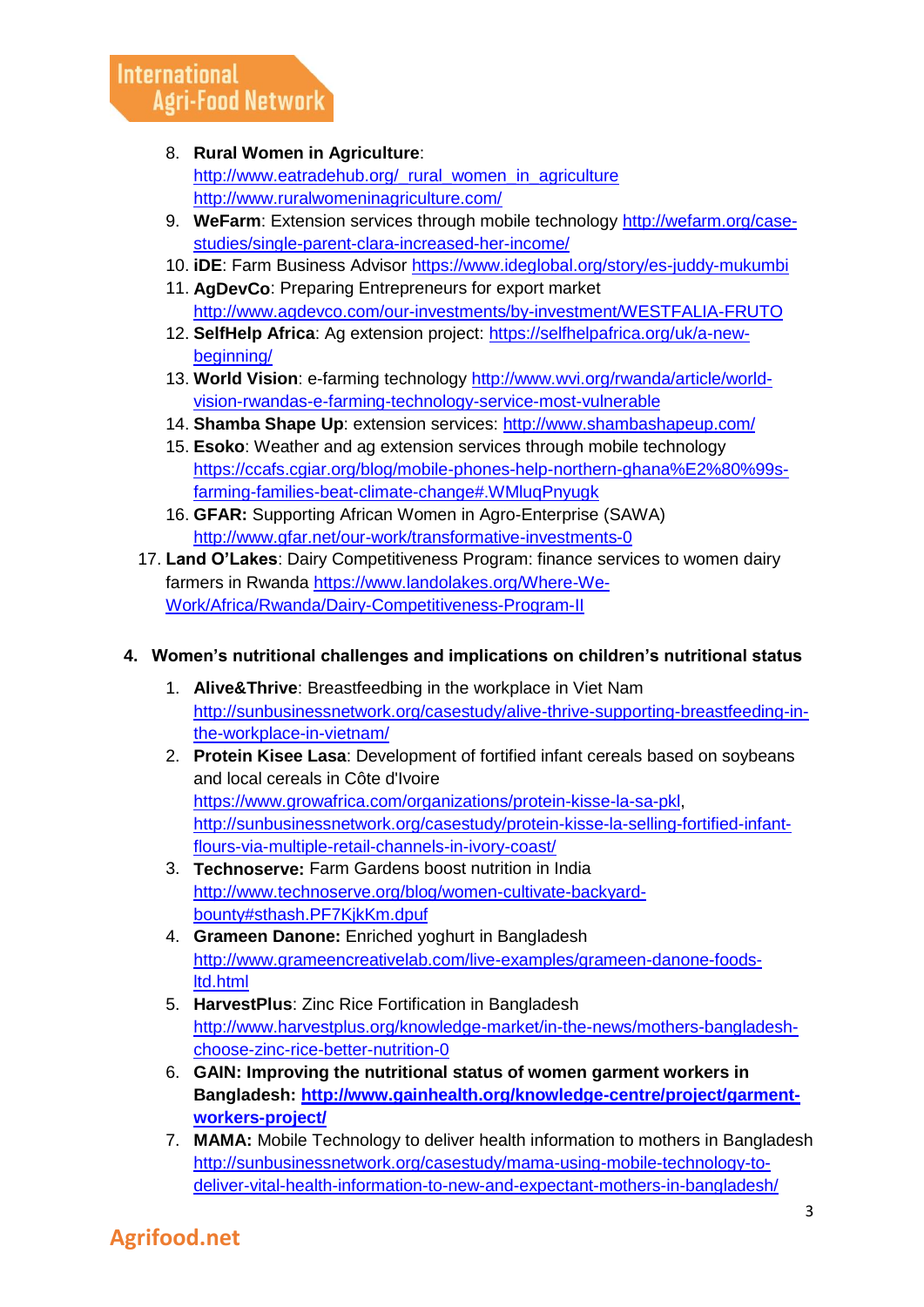8. **Rural Women in Agriculture**: http://www.eatradehub.org/_rural_women_in_agriculture http://www.ruralwomeninagriculture.com/
9. **WeFarm**: Extension services through mobile technology http://wefarm.org/case-studies/single-parent-clara-increased-her-income/
10. **iDE**: Farm Business Advisor https://www.ideglobal.org/story/es-juddy-mukumbi
11. **AgDevCo**: Preparing Entrepreneurs for export market http://www.agdevco.com/our-investments/by-investment/WESTFALIA-FRUTO
12. **SelfHelp Africa**: Ag extension project: https://selfhelpafrica.org/uk/a-new-beginning/
13. **World Vision**: e-farming technology http://www.wvi.org/rwanda/article/world-vision-rwandas-e-farming-technology-service-most-vulnerable
14. **Shamba Shape Up**: extension services: http://www.shambashapeup.com/
15. **Esoko**: Weather and ag extension services through mobile technology https://ccafs.cgiar.org/blog/mobile-phones-help-northern-ghana%E2%80%99s-farming-families-beat-climate-change#.WMluqPnyugk
16. **GFAR:** Supporting African Women in Agro-Enterprise (SAWA) http://www.gfar.net/our-work/transformative-investments-0
17. **Land O'Lakes**: Dairy Competitiveness Program: finance services to women dairy farmers in Rwanda https://www.landolakes.org/Where-We-Work/Africa/Rwanda/Dairy-Competitiveness-Program-II

## 4. Women's nutritional challenges and implications on children's nutritional status

1. **Alive&Thrive**: Breastfeedbing in the workplace in Viet Nam http://sunbusinessnetwork.org/casestudy/alive-thrive-supporting-breastfeeding-in-the-workplace-in-vietnam/
2. **Protein Kisee Lasa**: Development of fortified infant cereals based on soybeans and local cereals in Côte d'Ivoire https://www.growafrica.com/organizations/protein-kisse-la-sa-pkl, http://sunbusinessnetwork.org/casestudy/protein-kisse-la-selling-fortified-infant-flours-via-multiple-retail-channels-in-ivory-coast/
3. **Technoserve:** Farm Gardens boost nutrition in India http://www.technoserve.org/blog/women-cultivate-backyard-bounty#sthash.PF7KjkKm.dpuf
4. **Grameen Danone:** Enriched yoghurt in Bangladesh http://www.grameencreativelab.com/live-examples/grameen-danone-foods-ltd.html
5. **HarvestPlus**: Zinc Rice Fortification in Bangladesh http://www.harvestplus.org/knowledge-market/in-the-news/mothers-bangladesh-choose-zinc-rice-better-nutrition-0
6. **GAIN: Improving the nutritional status of women garment workers in Bangladesh: http://www.gainhealth.org/knowledge-centre/project/garment-workers-project/**
7. **MAMA:** Mobile Technology to deliver health information to mothers in Bangladesh http://sunbusinessnetwork.org/casestudy/mama-using-mobile-technology-to-deliver-vital-health-information-to-new-and-expectant-mothers-in-bangladesh/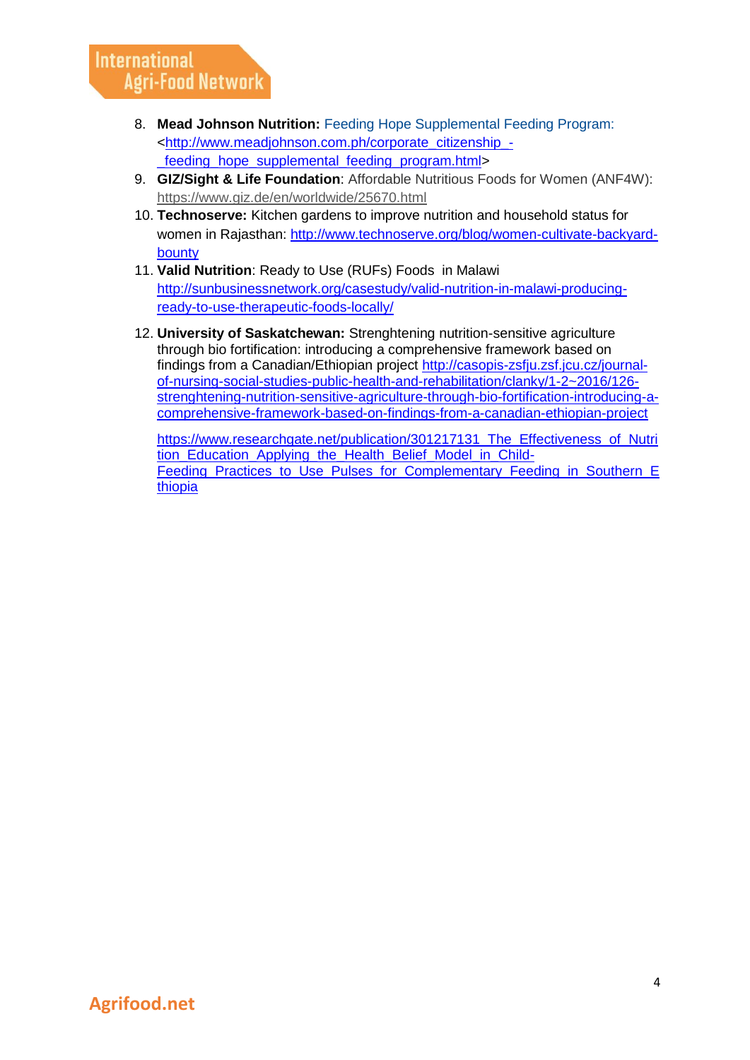8. **Mead Johnson Nutrition:** Feeding Hope Supplemental Feeding Program: <http://www.meadjohnson.com.ph/corporate_citizenship_-_feeding_hope_supplemental_feeding_program.html>
9. **GIZ/Sight & Life Foundation**: Affordable Nutritious Foods for Women (ANF4W): https://www.giz.de/en/worldwide/25670.html
10. **Technoserve:** Kitchen gardens to improve nutrition and household status for women in Rajasthan: http://www.technoserve.org/blog/women-cultivate-backyard-bounty
11. **Valid Nutrition**: Ready to Use (RUFs) Foods in Malawi http://sunbusinessnetwork.org/casestudy/valid-nutrition-in-malawi-producing-ready-to-use-therapeutic-foods-locally/
12. **University of Saskatchewan:** Strenghtening nutrition-sensitive agriculture through bio fortification: introducing a comprehensive framework based on findings from a Canadian/Ethiopian project http://casopis-zsfju.zsf.jcu.cz/journal-of-nursing-social-studies-public-health-and-rehabilitation/clanky/1-2~2016/126-strenghtening-nutrition-sensitive-agriculture-through-bio-fortification-introducing-a-comprehensive-framework-based-on-findings-from-a-canadian-ethiopian-project

    https://www.researchgate.net/publication/301217131_The_Effectiveness_of_Nutrition_Education_Applying_the_Health_Belief_Model_in_Child-Feeding_Practices_to_Use_Pulses_for_Complementary_Feeding_in_Southern_Ethiopia